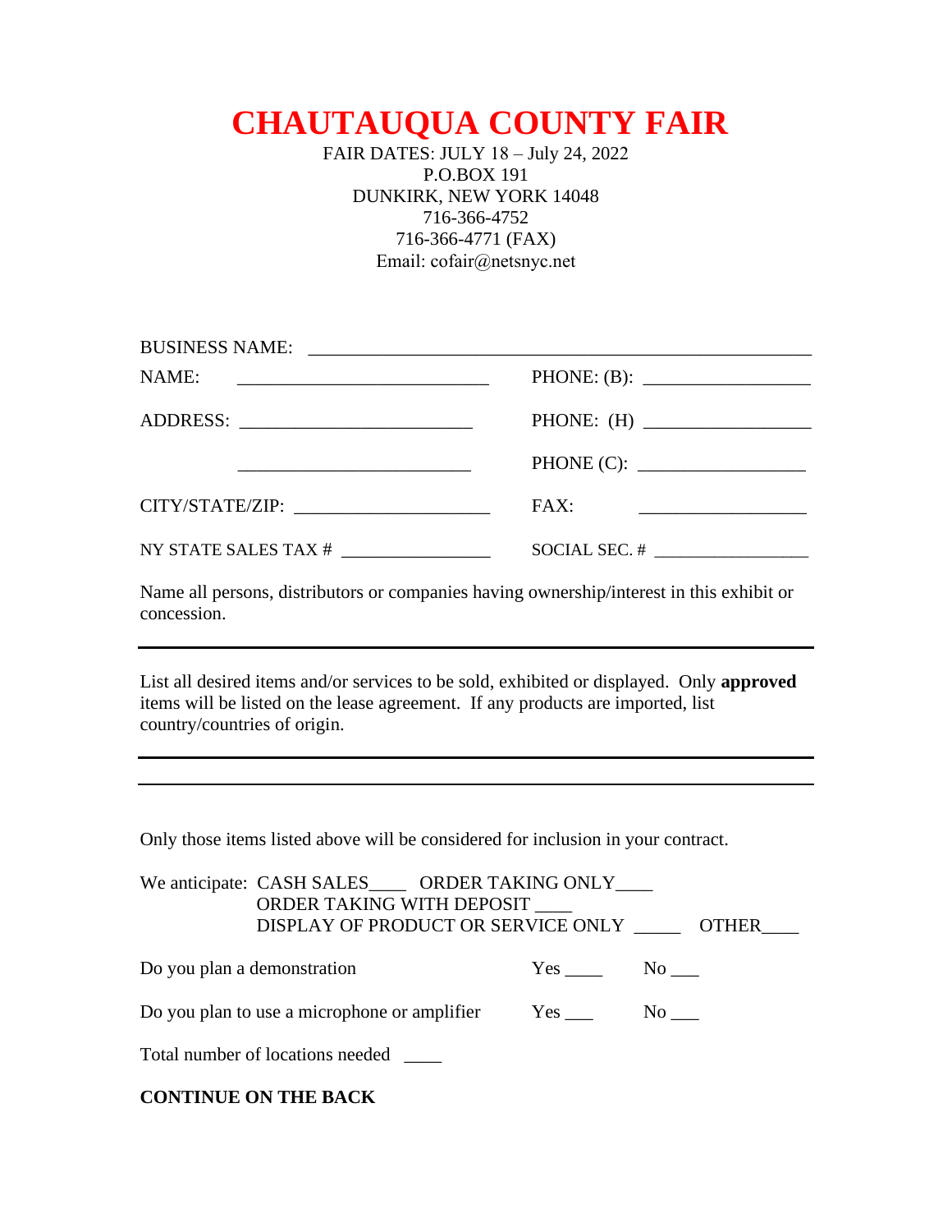# CHAUTAUQUA COUNTY FAIR

FAIR DATES: JULY 18 – July 24, 2022
P.O.BOX 191
DUNKIRK, NEW YORK 14048
716-366-4752
716-366-4771 (FAX)
Email: cofair@netsnyc.net

BUSINESS NAME: ______________________________________________

NAME: ___________________________ PHONE: (B): _________________

ADDRESS: ________________________ PHONE: (H) _________________

_________________________ PHONE (C): _________________

CITY/STATE/ZIP: _____________________ FAX: _________________

NY STATE SALES TAX # ________________ SOCIAL SEC. # _________________

Name all persons, distributors or companies having ownership/interest in this exhibit or concession.

___

List all desired items and/or services to be sold, exhibited or displayed. Only **approved** items will be listed on the lease agreement. If any products are imported, list country/countries of origin.

___

___

Only those items listed above will be considered for inclusion in your contract.

We anticipate: CASH SALES____ ORDER TAKING ONLY____
ORDER TAKING WITH DEPOSIT ____
DISPLAY OF PRODUCT OR SERVICE ONLY _____ OTHER____

Do you plan a demonstration Yes ____ No ___

Do you plan to use a microphone or amplifier Yes ___ No ___

Total number of locations needed ____

**CONTINUE ON THE BACK**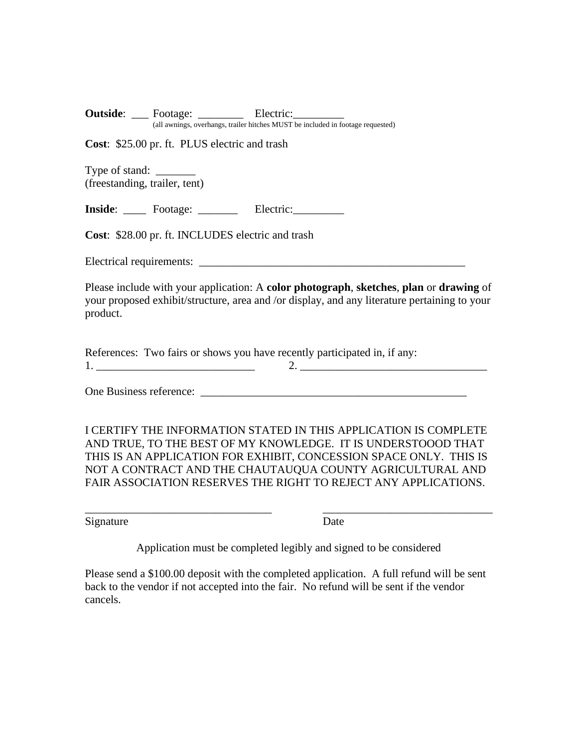**Outside**: ___ Footage: ________ Electric:_________
(all awnings, overhangs, trailer hitches MUST be included in footage requested)

**Cost**: $25.00 pr. ft. PLUS electric and trash

Type of stand: _______
(freestanding, trailer, tent)

**Inside**: ____ Footage: _______ Electric:_________

**Cost**: $28.00 pr. ft. INCLUDES electric and trash

Electrical requirements: _________________________________________________

Please include with your application: A **color photograph**, **sketches**, **plan** or **drawing** of your proposed exhibit/structure, area and /or display, and any literature pertaining to your product.

References: Two fairs or shows you have recently participated in, if any:
1. ____________________________ 2. __________________________________

One Business reference: _________________________________________________

I CERTIFY THE INFORMATION STATED IN THIS APPLICATION IS COMPLETE AND TRUE, TO THE BEST OF MY KNOWLEDGE. IT IS UNDERSTOOOD THAT THIS IS AN APPLICATION FOR EXHIBIT, CONCESSION SPACE ONLY. THIS IS NOT A CONTRACT AND THE CHAUTAUQUA COUNTY AGRICULTURAL AND FAIR ASSOCIATION RESERVES THE RIGHT TO REJECT ANY APPLICATIONS.

_________________________________ _______________________________
Signature Date

Application must be completed legibly and signed to be considered

Please send a $100.00 deposit with the completed application. A full refund will be sent back to the vendor if not accepted into the fair. No refund will be sent if the vendor cancels.